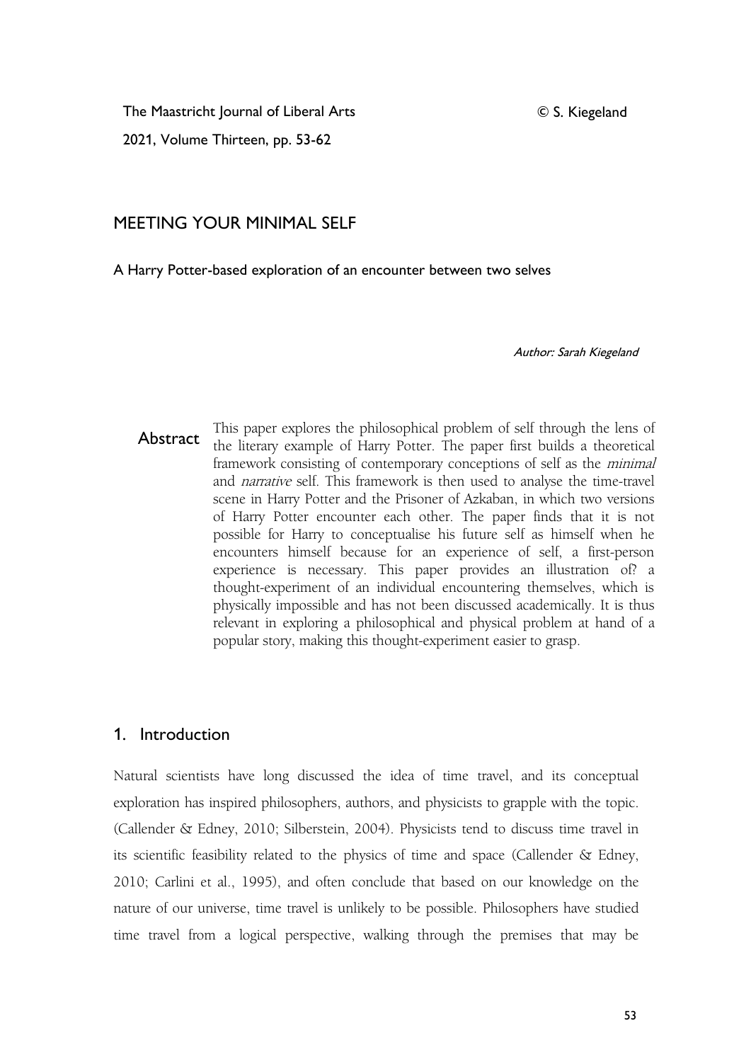# MEETING YOUR MINIMAL SELF

## A Harry Potter-based exploration of an encounter between two selves

*Author: Sarah Kiegeland*

**Abstract** This paper explores the philosophical problem of self through the lens of the literary example of Harry Potter. The paper first builds a theoretical framework consisting of contemporary conceptions of self as the *minimal* and *narrative* self. This framework is then used to analyse the time-travel scene in Harry Potter and the Prisoner of Azkaban, in which two versions of Harry Potter encounter each other. The paper finds that it is not possible for Harry to conceptualise his future self as himself when he encounters himself because for an experience of self, a first-person experience is necessary. This paper provides an illustration of? a thought-experiment of an individual encountering themselves, which is physically impossible and has not been discussed academically. It is thus relevant in exploring a philosophical and physical problem at hand of a popular story, making this thought-experiment easier to grasp.

## 1. Introduction

Natural scientists have long discussed the idea of time travel, and its conceptual exploration has inspired philosophers, authors, and physicists to grapple with the topic. (Callender & Edney, 2010; Silberstein, 2004). Physicists tend to discuss time travel in its scientific feasibility related to the physics of time and space (Callender & Edney, 2010; Carlini et al., 1995), and often conclude that based on our knowledge on the nature of our universe, time travel is unlikely to be possible. Philosophers have studied time travel from a logical perspective, walking through the premises that may be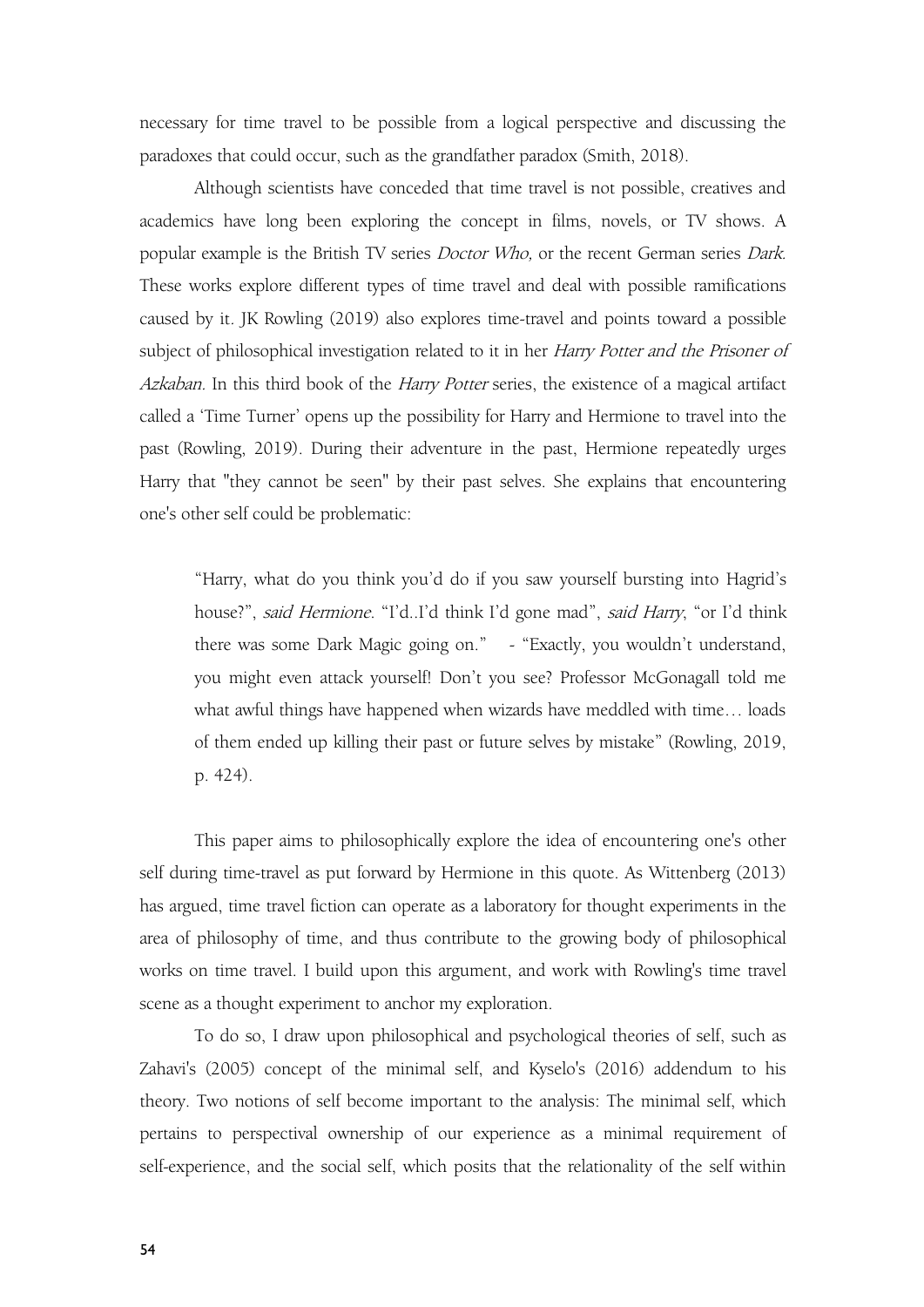necessary for time travel to be possible from a logical perspective and discussing the paradoxes that could occur, such as the grandfather paradox (Smith, 2018).

Although scientists have conceded that time travel is not possible, creatives and academics have long been exploring the concept in films, novels, or TV shows. A popular example is the British TV series *Doctor Who,* or the recent German series *Dark.* These works explore different types of time travel and deal with possible ramifications caused by it. JK Rowling (2019) also explores time-travel and points toward a possible subject of philosophical investigation related to it in her *Harry Potter and the Prisoner of Azkaban*. In this third book of the *Harry Potter* series, the existence of a magical artifact called a 'Time Turner' opens up the possibility for Harry and Hermione to travel into the past (Rowling, 2019). During their adventure in the past, Hermione repeatedly urges Harry that "they cannot be seen" by their past selves. She explains that encountering one's other self could be problematic:

> "Harry, what do you think you'd do if you saw yourself bursting into Hagrid's house?", *said Hermione*. "I'd..I'd think I'd gone mad", *said Harry*, "or I'd think there was some Dark Magic going on." - "Exactly, you wouldn't understand, you might even attack yourself! Don't you see? Professor McGonagall told me what awful things have happened when wizards have meddled with time… loads of them ended up killing their past or future selves by mistake" (Rowling, 2019, p. 424).

This paper aims to philosophically explore the idea of encountering one's other self during time-travel as put forward by Hermione in this quote. As Wittenberg (2013) has argued, time travel fiction can operate as a laboratory for thought experiments in the area of philosophy of time, and thus contribute to the growing body of philosophical works on time travel. I build upon this argument, and work with Rowling's time travel scene as a thought experiment to anchor my exploration.

To do so, I draw upon philosophical and psychological theories of self, such as Zahavi's (2005) concept of the minimal self, and Kyselo's (2016) addendum to his theory. Two notions of self become important to the analysis: The minimal self, which pertains to perspectival ownership of our experience as a minimal requirement of self-experience, and the social self, which posits that the relationality of the self within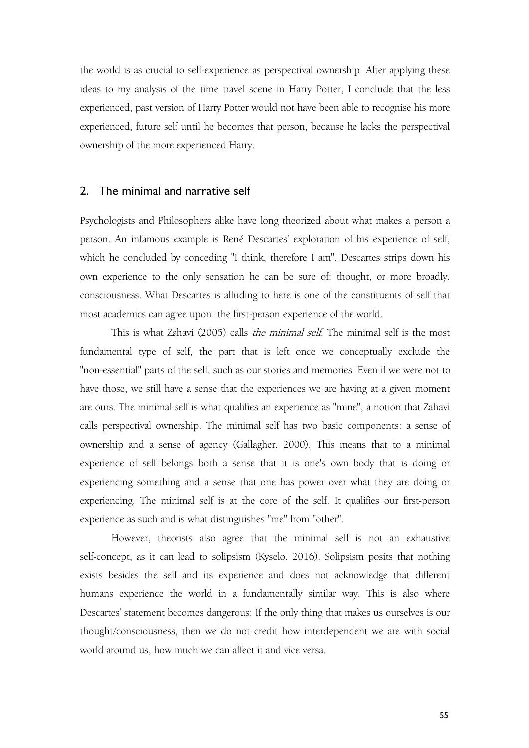the world is as crucial to self-experience as perspectival ownership. After applying these ideas to my analysis of the time travel scene in Harry Potter, I conclude that the less experienced, past version of Harry Potter would not have been able to recognise his more experienced, future self until he becomes that person, because he lacks the perspectival ownership of the more experienced Harry.

## 2. The minimal and narrative self

Psychologists and Philosophers alike have long theorized about what makes a person a person. An infamous example is René Descartes' exploration of his experience of self, which he concluded by conceding "I think, therefore I am". Descartes strips down his own experience to the only sensation he can be sure of: thought, or more broadly, consciousness. What Descartes is alluding to here is one of the constituents of self that most academics can agree upon: the first-person experience of the world.

This is what Zahavi (2005) calls *the minimal self.* The minimal self is the most fundamental type of self, the part that is left once we conceptually exclude the "non-essential" parts of the self, such as our stories and memories. Even if we were not to have those, we still have a sense that the experiences we are having at a given moment are ours. The minimal self is what qualifies an experience as "mine", a notion that Zahavi calls perspectival ownership. The minimal self has two basic components: a sense of ownership and a sense of agency (Gallagher, 2000). This means that to a minimal experience of self belongs both a sense that it is one's own body that is doing or experiencing something and a sense that one has power over what they are doing or experiencing. The minimal self is at the core of the self. It qualifies our first-person experience as such and is what distinguishes "me" from "other".

However, theorists also agree that the minimal self is not an exhaustive self-concept, as it can lead to solipsism (Kyselo, 2016). Solipsism posits that nothing exists besides the self and its experience and does not acknowledge that different humans experience the world in a fundamentally similar way. This is also where Descartes' statement becomes dangerous: If the only thing that makes us ourselves is our thought/consciousness, then we do not credit how interdependent we are with social world around us, how much we can affect it and vice versa.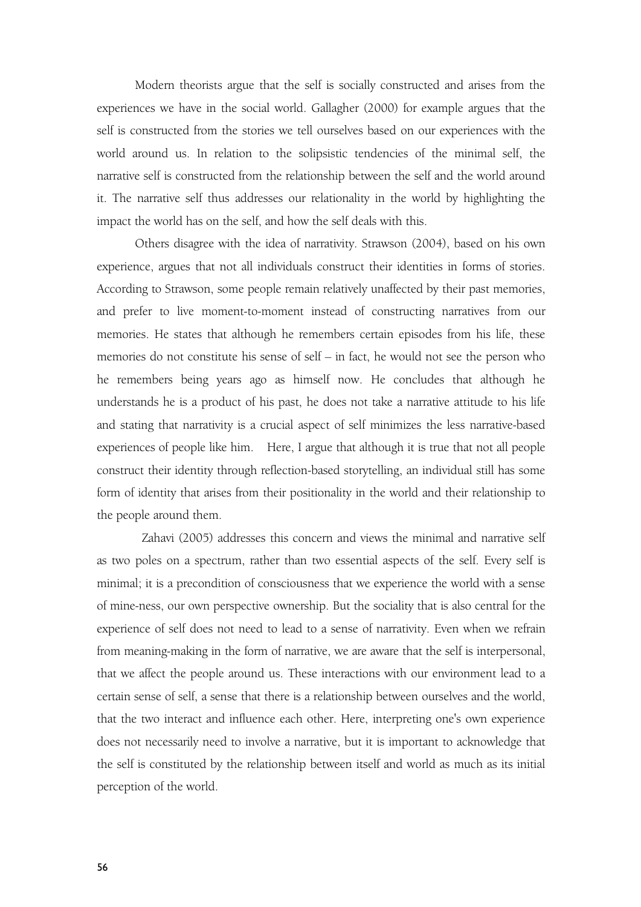Modern theorists argue that the self is socially constructed and arises from the experiences we have in the social world. Gallagher (2000) for example argues that the self is constructed from the stories we tell ourselves based on our experiences with the world around us. In relation to the solipsistic tendencies of the minimal self, the narrative self is constructed from the relationship between the self and the world around it. The narrative self thus addresses our relationality in the world by highlighting the impact the world has on the self, and how the self deals with this.

Others disagree with the idea of narrativity. Strawson (2004), based on his own experience, argues that not all individuals construct their identities in forms of stories. According to Strawson, some people remain relatively unaffected by their past memories, and prefer to live moment-to-moment instead of constructing narratives from our memories. He states that although he remembers certain episodes from his life, these memories do not constitute his sense of self – in fact, he would not see the person who he remembers being years ago as himself now. He concludes that although he understands he is a product of his past, he does not take a narrative attitude to his life and stating that narrativity is a crucial aspect of self minimizes the less narrative-based experiences of people like him. Here, I argue that although it is true that not all people construct their identity through reflection-based storytelling, an individual still has some form of identity that arises from their positionality in the world and their relationship to the people around them.

Zahavi (2005) addresses this concern and views the minimal and narrative self as two poles on a spectrum, rather than two essential aspects of the self. Every self is minimal; it is a precondition of consciousness that we experience the world with a sense of mine-ness, our own perspective ownership. But the sociality that is also central for the experience of self does not need to lead to a sense of narrativity. Even when we refrain from meaning-making in the form of narrative, we are aware that the self is interpersonal, that we affect the people around us. These interactions with our environment lead to a certain sense of self, a sense that there is a relationship between ourselves and the world, that the two interact and influence each other. Here, interpreting one's own experience does not necessarily need to involve a narrative, but it is important to acknowledge that the self is constituted by the relationship between itself and world as much as its initial perception of the world.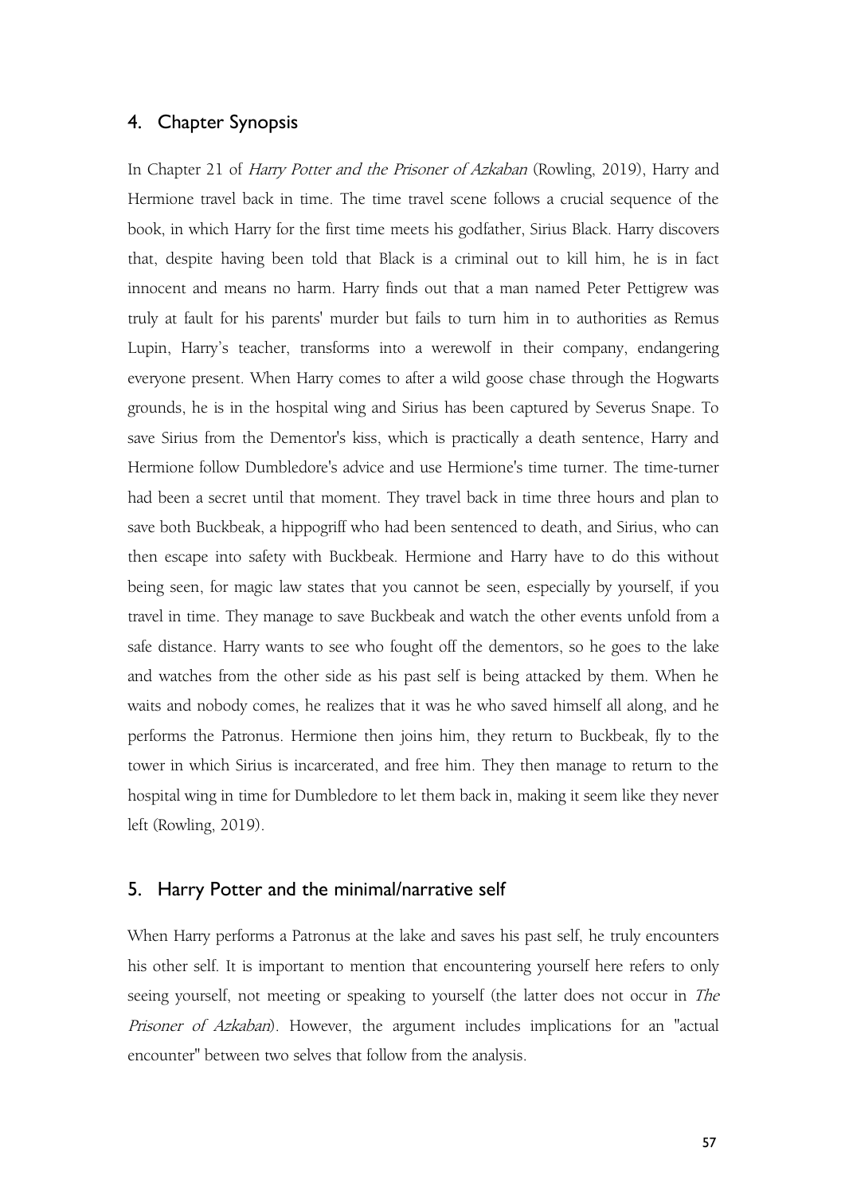## 4. Chapter Synopsis

In Chapter 21 of *Harry Potter and the Prisoner of Azkaban* (Rowling, 2019), Harry and Hermione travel back in time. The time travel scene follows a crucial sequence of the book, in which Harry for the first time meets his godfather, Sirius Black. Harry discovers that, despite having been told that Black is a criminal out to kill him, he is in fact innocent and means no harm. Harry finds out that a man named Peter Pettigrew was truly at fault for his parents' murder but fails to turn him in to authorities as Remus Lupin, Harry's teacher, transforms into a werewolf in their company, endangering everyone present. When Harry comes to after a wild goose chase through the Hogwarts grounds, he is in the hospital wing and Sirius has been captured by Severus Snape. To save Sirius from the Dementor's kiss, which is practically a death sentence, Harry and Hermione follow Dumbledore's advice and use Hermione's time turner. The time-turner had been a secret until that moment. They travel back in time three hours and plan to save both Buckbeak, a hippogriff who had been sentenced to death, and Sirius, who can then escape into safety with Buckbeak. Hermione and Harry have to do this without being seen, for magic law states that you cannot be seen, especially by yourself, if you travel in time. They manage to save Buckbeak and watch the other events unfold from a safe distance. Harry wants to see who fought off the dementors, so he goes to the lake and watches from the other side as his past self is being attacked by them. When he waits and nobody comes, he realizes that it was he who saved himself all along, and he performs the Patronus. Hermione then joins him, they return to Buckbeak, fly to the tower in which Sirius is incarcerated, and free him. They then manage to return to the hospital wing in time for Dumbledore to let them back in, making it seem like they never left (Rowling, 2019).

## 5. Harry Potter and the minimal/narrative self

When Harry performs a Patronus at the lake and saves his past self, he truly encounters his other self. It is important to mention that encountering yourself here refers to only seeing yourself, not meeting or speaking to yourself (the latter does not occur in *The Prisoner of Azkaban*). However, the argument includes implications for an "actual encounter" between two selves that follow from the analysis.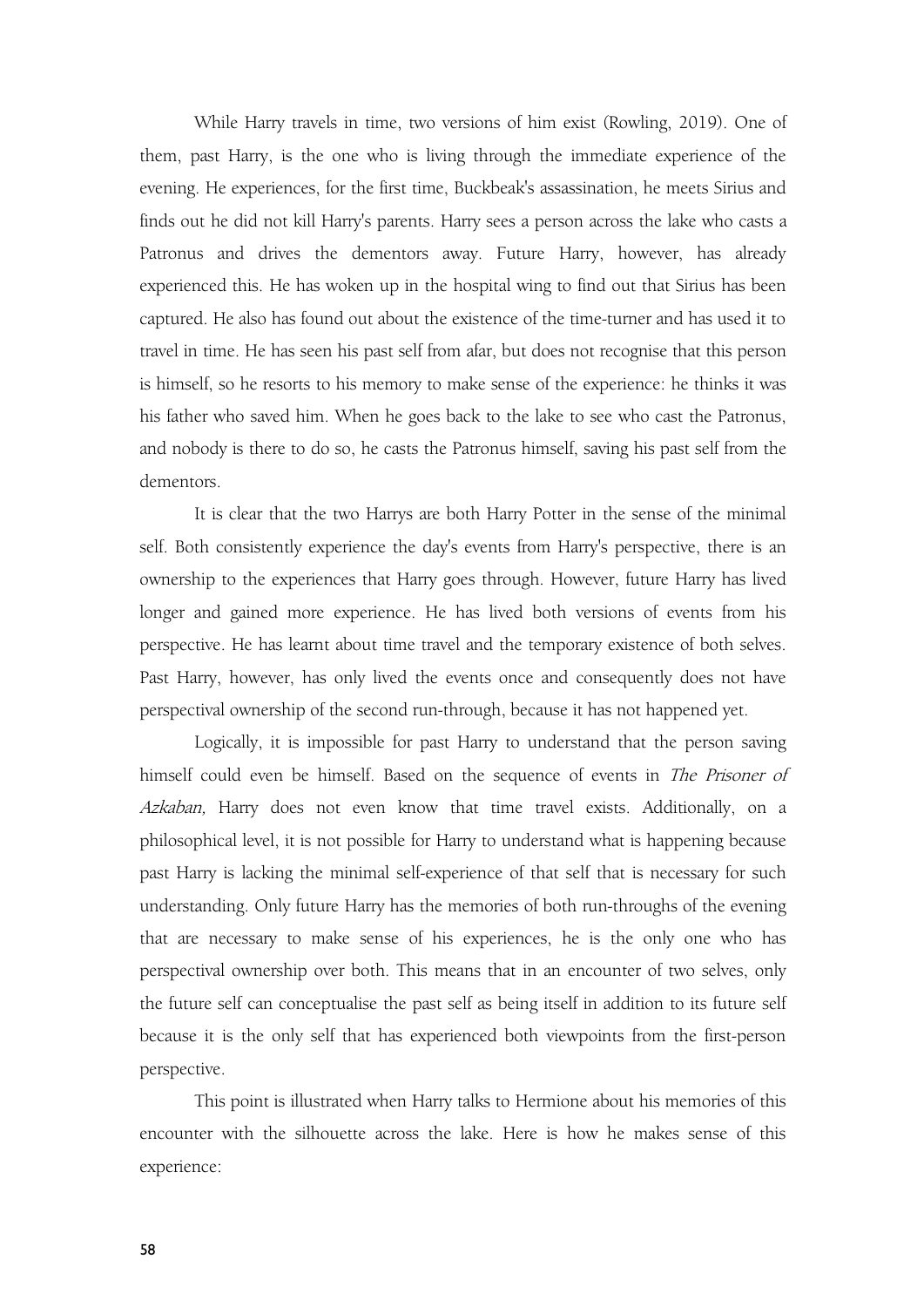While Harry travels in time, two versions of him exist (Rowling, 2019). One of them, past Harry, is the one who is living through the immediate experience of the evening. He experiences, for the first time, Buckbeak's assassination, he meets Sirius and finds out he did not kill Harry's parents. Harry sees a person across the lake who casts a Patronus and drives the dementors away. Future Harry, however, has already experienced this. He has woken up in the hospital wing to find out that Sirius has been captured. He also has found out about the existence of the time-turner and has used it to travel in time. He has seen his past self from afar, but does not recognise that this person is himself, so he resorts to his memory to make sense of the experience: he thinks it was his father who saved him. When he goes back to the lake to see who cast the Patronus, and nobody is there to do so, he casts the Patronus himself, saving his past self from the dementors.

It is clear that the two Harrys are both Harry Potter in the sense of the minimal self. Both consistently experience the day's events from Harry's perspective, there is an ownership to the experiences that Harry goes through. However, future Harry has lived longer and gained more experience. He has lived both versions of events from his perspective. He has learnt about time travel and the temporary existence of both selves. Past Harry, however, has only lived the events once and consequently does not have perspectival ownership of the second run-through, because it has not happened yet.

Logically, it is impossible for past Harry to understand that the person saving himself could even be himself. Based on the sequence of events in *The Prisoner of Azkaban,* Harry does not even know that time travel exists. Additionally, on a philosophical level, it is not possible for Harry to understand what is happening because past Harry is lacking the minimal self-experience of that self that is necessary for such understanding. Only future Harry has the memories of both run-throughs of the evening that are necessary to make sense of his experiences, he is the only one who has perspectival ownership over both. This means that in an encounter of two selves, only the future self can conceptualise the past self as being itself in addition to its future self because it is the only self that has experienced both viewpoints from the first-person perspective.

This point is illustrated when Harry talks to Hermione about his memories of this encounter with the silhouette across the lake. Here is how he makes sense of this experience: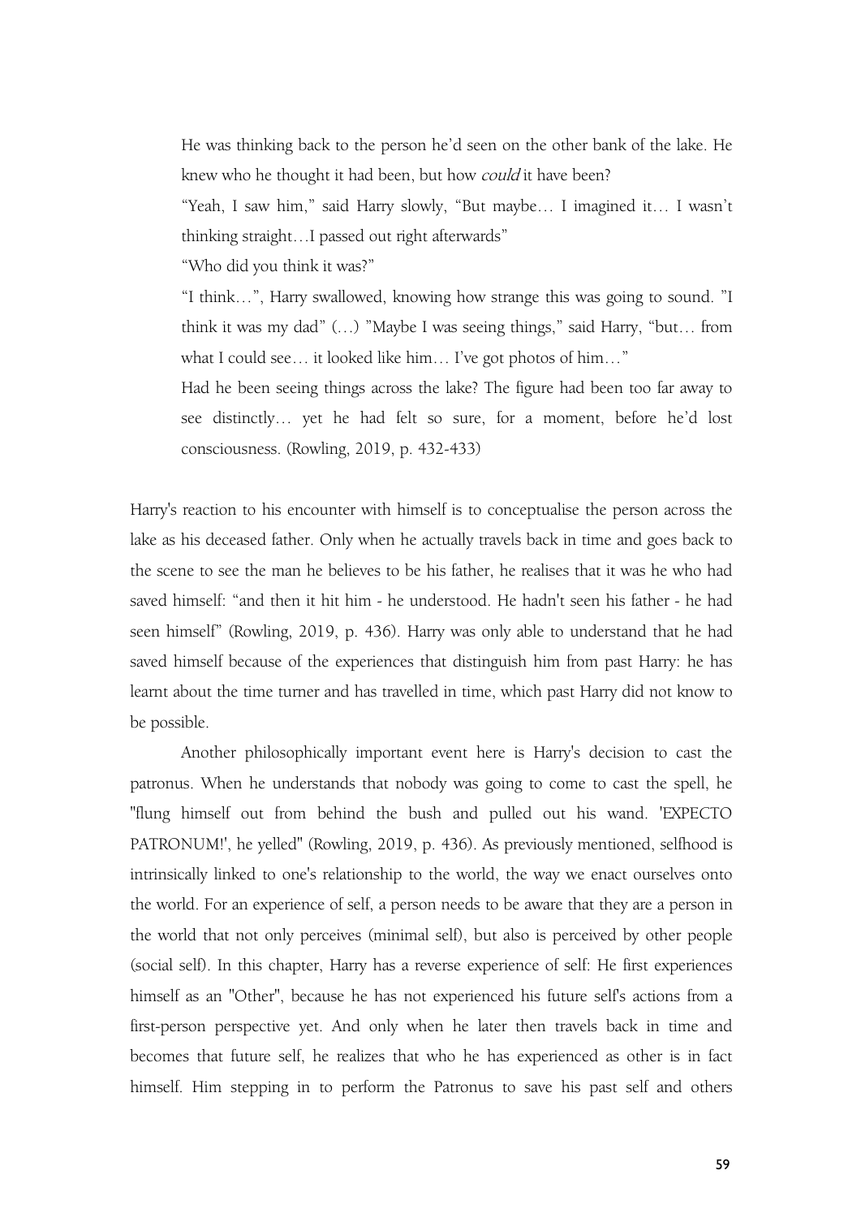> He was thinking back to the person he'd seen on the other bank of the lake. He knew who he thought it had been, but how *could* it have been?
>
> "Yeah, I saw him," said Harry slowly, "But maybe… I imagined it… I wasn't thinking straight…I passed out right afterwards"
>
> "Who did you think it was?"
>
> "I think…", Harry swallowed, knowing how strange this was going to sound. "I think it was my dad" (…) "Maybe I was seeing things," said Harry, "but… from what I could see… it looked like him… I've got photos of him…"
>
> Had he been seeing things across the lake? The figure had been too far away to see distinctly… yet he had felt so sure, for a moment, before he'd lost consciousness. (Rowling, 2019, p. 432-433)

Harry's reaction to his encounter with himself is to conceptualise the person across the lake as his deceased father. Only when he actually travels back in time and goes back to the scene to see the man he believes to be his father, he realises that it was he who had saved himself: "and then it hit him - he understood. He hadn't seen his father - he had seen himself" (Rowling, 2019, p. 436). Harry was only able to understand that he had saved himself because of the experiences that distinguish him from past Harry: he has learnt about the time turner and has travelled in time, which past Harry did not know to be possible.

Another philosophically important event here is Harry's decision to cast the patronus. When he understands that nobody was going to come to cast the spell, he "flung himself out from behind the bush and pulled out his wand. 'EXPECTO PATRONUM!', he yelled" (Rowling, 2019, p. 436). As previously mentioned, selfhood is intrinsically linked to one's relationship to the world, the way we enact ourselves onto the world. For an experience of self, a person needs to be aware that they are a person in the world that not only perceives (minimal self), but also is perceived by other people (social self). In this chapter, Harry has a reverse experience of self: He first experiences himself as an "Other", because he has not experienced his future self's actions from a first-person perspective yet. And only when he later then travels back in time and becomes that future self, he realizes that who he has experienced as other is in fact himself. Him stepping in to perform the Patronus to save his past self and others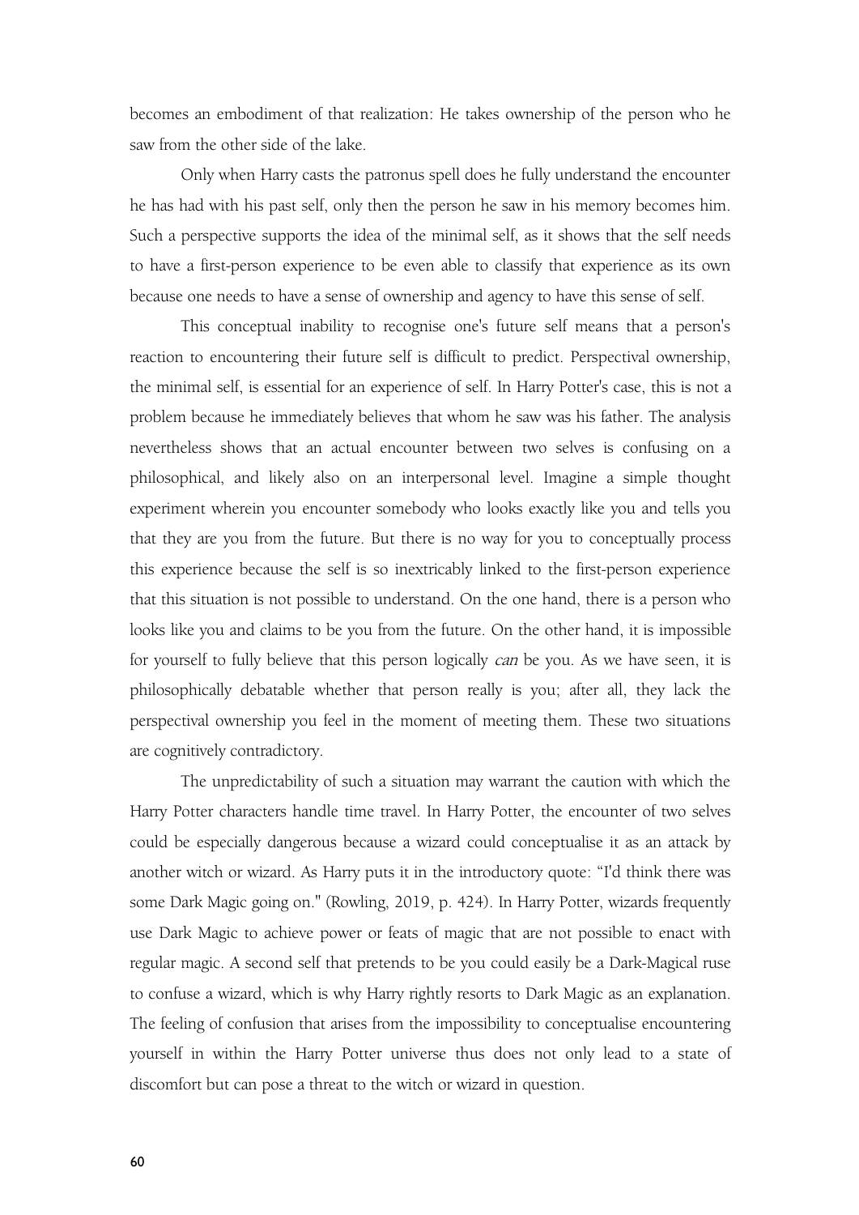becomes an embodiment of that realization: He takes ownership of the person who he saw from the other side of the lake.

Only when Harry casts the patronus spell does he fully understand the encounter he has had with his past self, only then the person he saw in his memory becomes him. Such a perspective supports the idea of the minimal self, as it shows that the self needs to have a first-person experience to be even able to classify that experience as its own because one needs to have a sense of ownership and agency to have this sense of self.

This conceptual inability to recognise one's future self means that a person's reaction to encountering their future self is difficult to predict. Perspectival ownership, the minimal self, is essential for an experience of self. In Harry Potter's case, this is not a problem because he immediately believes that whom he saw was his father. The analysis nevertheless shows that an actual encounter between two selves is confusing on a philosophical, and likely also on an interpersonal level. Imagine a simple thought experiment wherein you encounter somebody who looks exactly like you and tells you that they are you from the future. But there is no way for you to conceptually process this experience because the self is so inextricably linked to the first-person experience that this situation is not possible to understand. On the one hand, there is a person who looks like you and claims to be you from the future. On the other hand, it is impossible for yourself to fully believe that this person logically *can* be you. As we have seen, it is philosophically debatable whether that person really is you; after all, they lack the perspectival ownership you feel in the moment of meeting them. These two situations are cognitively contradictory.

The unpredictability of such a situation may warrant the caution with which the Harry Potter characters handle time travel. In Harry Potter, the encounter of two selves could be especially dangerous because a wizard could conceptualise it as an attack by another witch or wizard. As Harry puts it in the introductory quote: "I'd think there was some Dark Magic going on." (Rowling, 2019, p. 424). In Harry Potter, wizards frequently use Dark Magic to achieve power or feats of magic that are not possible to enact with regular magic. A second self that pretends to be you could easily be a Dark-Magical ruse to confuse a wizard, which is why Harry rightly resorts to Dark Magic as an explanation. The feeling of confusion that arises from the impossibility to conceptualise encountering yourself in within the Harry Potter universe thus does not only lead to a state of discomfort but can pose a threat to the witch or wizard in question.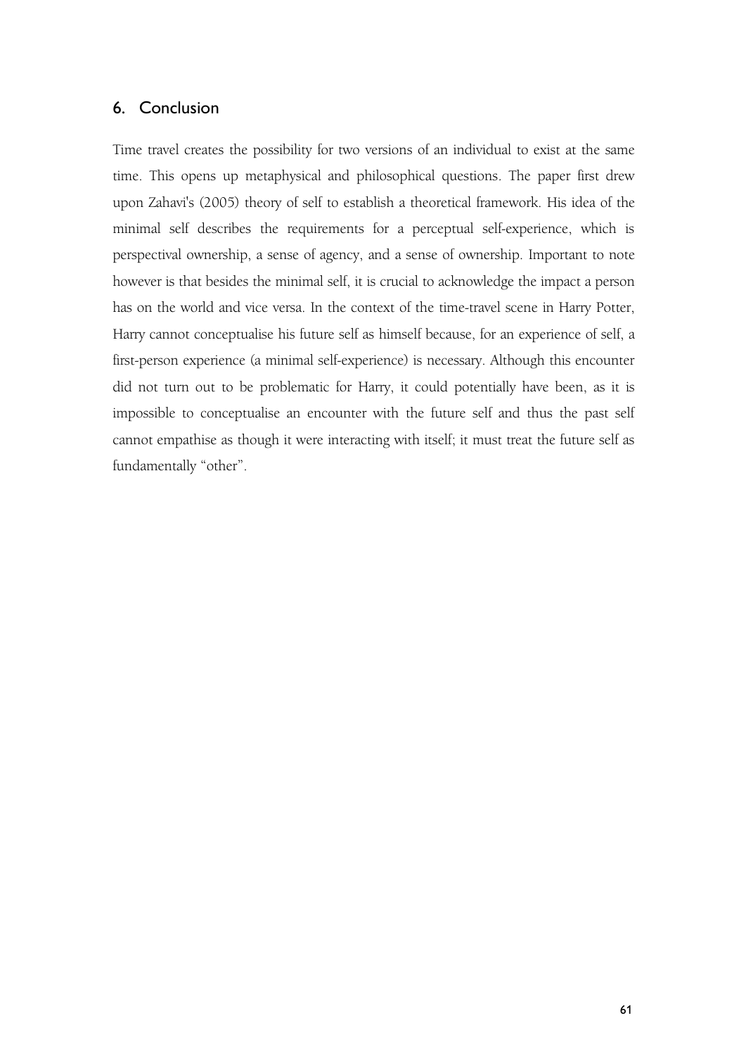## 6. Conclusion

Time travel creates the possibility for two versions of an individual to exist at the same time. This opens up metaphysical and philosophical questions. The paper first drew upon Zahavi's (2005) theory of self to establish a theoretical framework. His idea of the minimal self describes the requirements for a perceptual self-experience, which is perspectival ownership, a sense of agency, and a sense of ownership. Important to note however is that besides the minimal self, it is crucial to acknowledge the impact a person has on the world and vice versa. In the context of the time-travel scene in Harry Potter, Harry cannot conceptualise his future self as himself because, for an experience of self, a first-person experience (a minimal self-experience) is necessary. Although this encounter did not turn out to be problematic for Harry, it could potentially have been, as it is impossible to conceptualise an encounter with the future self and thus the past self cannot empathise as though it were interacting with itself; it must treat the future self as fundamentally "other".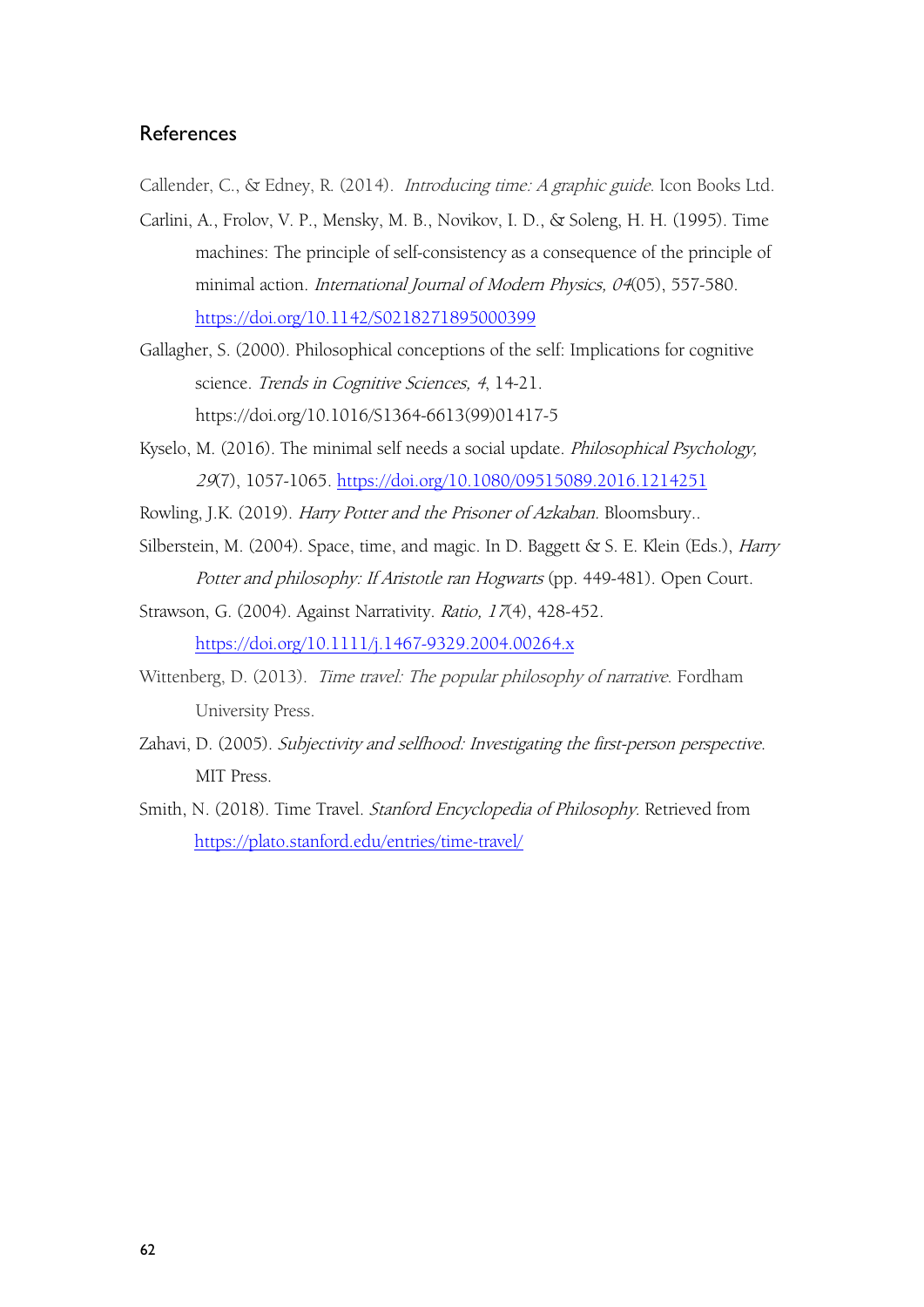## References

Callender, C., & Edney, R. (2014). *Introducing time: A graphic guide*. Icon Books Ltd.

Carlini, A., Frolov, V. P., Mensky, M. B., Novikov, I. D., & Soleng, H. H. (1995). Time machines: The principle of self-consistency as a consequence of the principle of minimal action. *International Journal of Modern Physics, 04*(05), 557-580. https://doi.org/10.1142/S0218271895000399

Gallagher, S. (2000). Philosophical conceptions of the self: Implications for cognitive science. *Trends in Cognitive Sciences, 4*, 14-21. https://doi.org/10.1016/S1364-6613(99)01417-5

Kyselo, M. (2016). The minimal self needs a social update. *Philosophical Psychology, 29*(7), 1057-1065. https://doi.org/10.1080/09515089.2016.1214251

Rowling, J.K. (2019). *Harry Potter and the Prisoner of Azkaban*. Bloomsbury..

Silberstein, M. (2004). Space, time, and magic. In D. Baggett & S. E. Klein (Eds.), *Harry Potter and philosophy: If Aristotle ran Hogwarts* (pp. 449-481). Open Court.

Strawson, G. (2004). Against Narrativity. *Ratio, 17*(4), 428-452. https://doi.org/10.1111/j.1467-9329.2004.00264.x

Wittenberg, D. (2013). *Time travel: The popular philosophy of narrative*. Fordham University Press.

Zahavi, D. (2005). *Subjectivity and selfhood: Investigating the first-person perspective*. MIT Press.

Smith, N. (2018). Time Travel. *Stanford Encyclopedia of Philosophy*. Retrieved from https://plato.stanford.edu/entries/time-travel/